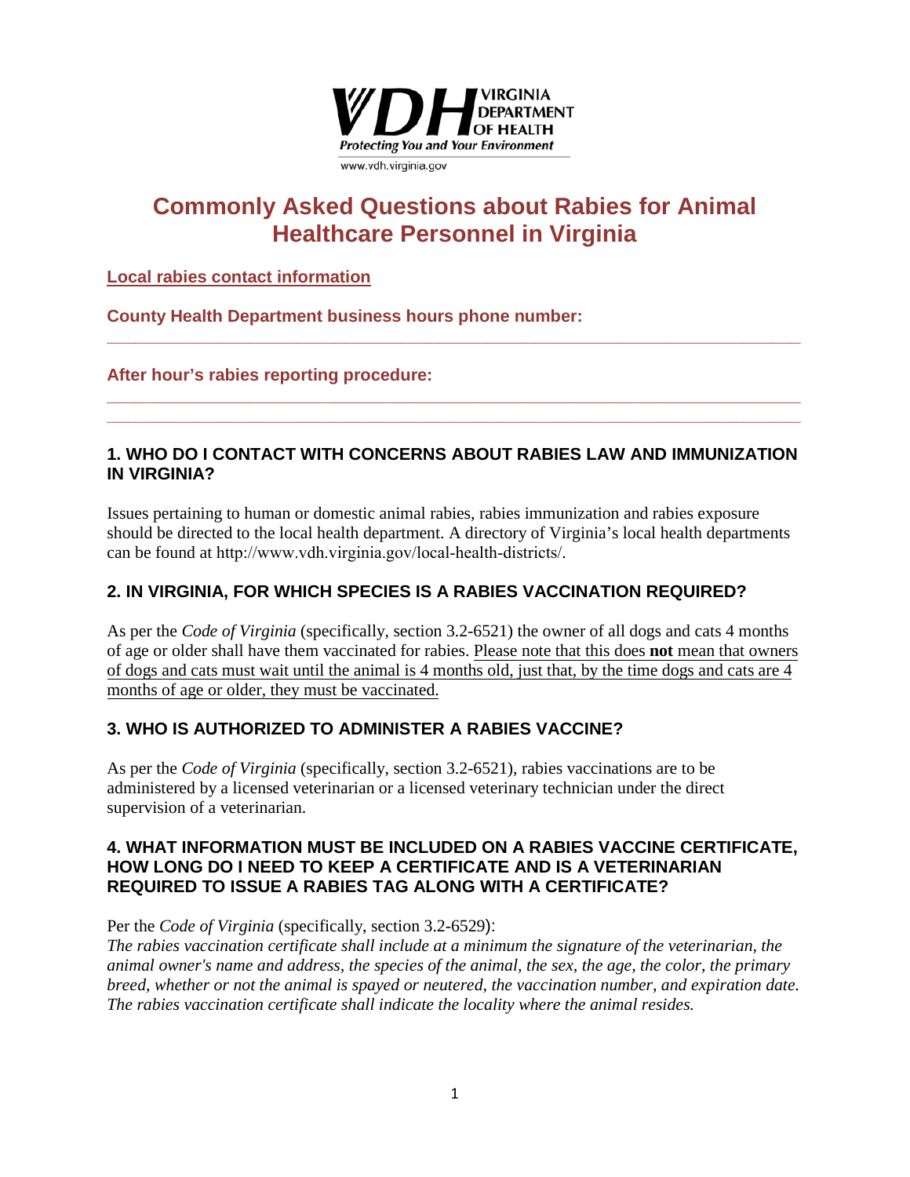VIRGINIA DEPARTMENT OF HEALTH

*Protecting You and Your Environment*

www.vdh.virginia.gov

# Commonly Asked Questions about Rabies for Animal Healthcare Personnel in Virginia

**Local rabies contact information**

**County Health Department business hours phone number:**

_______________________________________________________________________________

**After hour's rabies reporting procedure:**

_______________________________________________________________________________

_______________________________________________________________________________

## 1. WHO DO I CONTACT WITH CONCERNS ABOUT RABIES LAW AND IMMUNIZATION IN VIRGINIA?

Issues pertaining to human or domestic animal rabies, rabies immunization and rabies exposure should be directed to the local health department. A directory of Virginia's local health departments can be found at http://www.vdh.virginia.gov/local-health-districts/.

## 2. IN VIRGINIA, FOR WHICH SPECIES IS A RABIES VACCINATION REQUIRED?

As per the *Code of Virginia* (specifically, section 3.2-6521) the owner of all dogs and cats 4 months of age or older shall have them vaccinated for rabies. Please note that this does **not** mean that owners of dogs and cats must wait until the animal is 4 months old, just that, by the time dogs and cats are 4 months of age or older, they must be vaccinated.

## 3. WHO IS AUTHORIZED TO ADMINISTER A RABIES VACCINE?

As per the *Code of Virginia* (specifically, section 3.2-6521), rabies vaccinations are to be administered by a licensed veterinarian or a licensed veterinary technician under the direct supervision of a veterinarian.

## 4. WHAT INFORMATION MUST BE INCLUDED ON A RABIES VACCINE CERTIFICATE, HOW LONG DO I NEED TO KEEP A CERTIFICATE AND IS A VETERINARIAN REQUIRED TO ISSUE A RABIES TAG ALONG WITH A CERTIFICATE?

Per the *Code of Virginia* (specifically, section 3.2-6529):

*The rabies vaccination certificate shall include at a minimum the signature of the veterinarian, the animal owner's name and address, the species of the animal, the sex, the age, the color, the primary breed, whether or not the animal is spayed or neutered, the vaccination number, and expiration date. The rabies vaccination certificate shall indicate the locality where the animal resides.*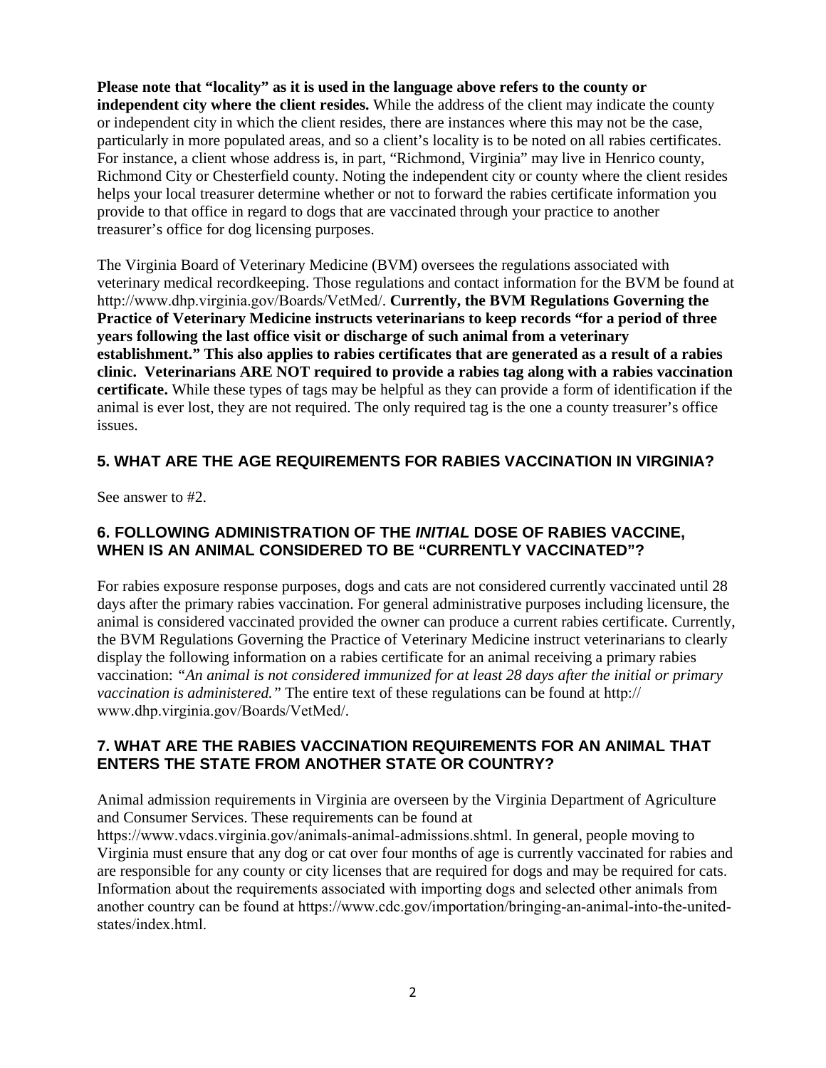**Please note that "locality" as it is used in the language above refers to the county or independent city where the client resides.** While the address of the client may indicate the county or independent city in which the client resides, there are instances where this may not be the case, particularly in more populated areas, and so a client's locality is to be noted on all rabies certificates. For instance, a client whose address is, in part, "Richmond, Virginia" may live in Henrico county, Richmond City or Chesterfield county. Noting the independent city or county where the client resides helps your local treasurer determine whether or not to forward the rabies certificate information you provide to that office in regard to dogs that are vaccinated through your practice to another treasurer's office for dog licensing purposes.

The Virginia Board of Veterinary Medicine (BVM) oversees the regulations associated with veterinary medical recordkeeping. Those regulations and contact information for the BVM be found at http://www.dhp.virginia.gov/Boards/VetMed/. **Currently, the BVM Regulations Governing the Practice of Veterinary Medicine instructs veterinarians to keep records "for a period of three years following the last office visit or discharge of such animal from a veterinary establishment." This also applies to rabies certificates that are generated as a result of a rabies clinic. Veterinarians ARE NOT required to provide a rabies tag along with a rabies vaccination certificate.** While these types of tags may be helpful as they can provide a form of identification if the animal is ever lost, they are not required. The only required tag is the one a county treasurer's office issues.

## 5. WHAT ARE THE AGE REQUIREMENTS FOR RABIES VACCINATION IN VIRGINIA?

See answer to #2.

## 6. FOLLOWING ADMINISTRATION OF THE *INITIAL* DOSE OF RABIES VACCINE, WHEN IS AN ANIMAL CONSIDERED TO BE "CURRENTLY VACCINATED"?

For rabies exposure response purposes, dogs and cats are not considered currently vaccinated until 28 days after the primary rabies vaccination. For general administrative purposes including licensure, the animal is considered vaccinated provided the owner can produce a current rabies certificate. Currently, the BVM Regulations Governing the Practice of Veterinary Medicine instruct veterinarians to clearly display the following information on a rabies certificate for an animal receiving a primary rabies vaccination: *"An animal is not considered immunized for at least 28 days after the initial or primary vaccination is administered."* The entire text of these regulations can be found at http://www.dhp.virginia.gov/Boards/VetMed/.

## 7. WHAT ARE THE RABIES VACCINATION REQUIREMENTS FOR AN ANIMAL THAT ENTERS THE STATE FROM ANOTHER STATE OR COUNTRY?

Animal admission requirements in Virginia are overseen by the Virginia Department of Agriculture and Consumer Services. These requirements can be found at https://www.vdacs.virginia.gov/animals-animal-admissions.shtml. In general, people moving to Virginia must ensure that any dog or cat over four months of age is currently vaccinated for rabies and are responsible for any county or city licenses that are required for dogs and may be required for cats. Information about the requirements associated with importing dogs and selected other animals from another country can be found at https://www.cdc.gov/importation/bringing-an-animal-into-the-united-states/index.html.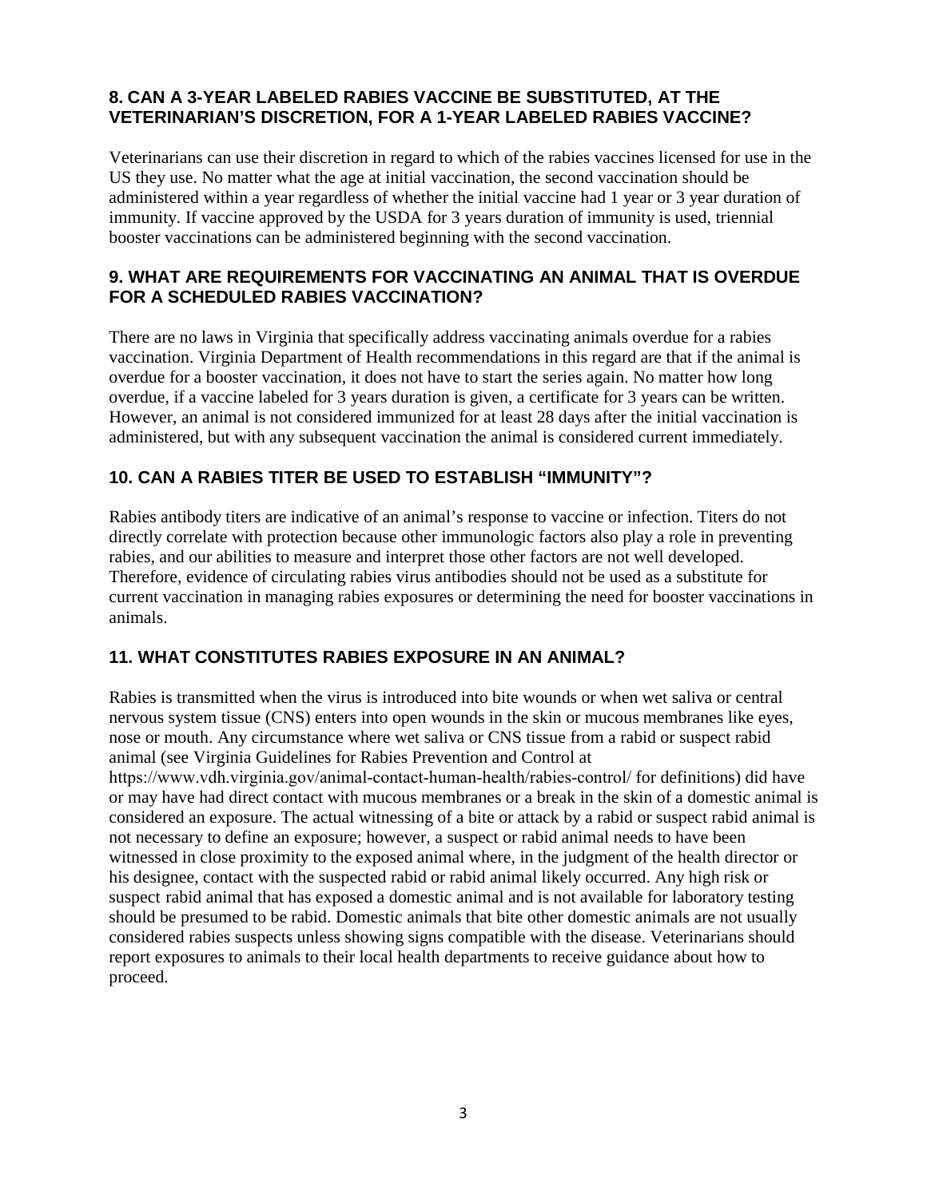### 8. CAN A 3-YEAR LABELED RABIES VACCINE BE SUBSTITUTED, AT THE VETERINARIAN'S DISCRETION, FOR A 1-YEAR LABELED RABIES VACCINE?

Veterinarians can use their discretion in regard to which of the rabies vaccines licensed for use in the US they use. No matter what the age at initial vaccination, the second vaccination should be administered within a year regardless of whether the initial vaccine had 1 year or 3 year duration of immunity. If vaccine approved by the USDA for 3 years duration of immunity is used, triennial booster vaccinations can be administered beginning with the second vaccination.

### 9. WHAT ARE REQUIREMENTS FOR VACCINATING AN ANIMAL THAT IS OVERDUE FOR A SCHEDULED RABIES VACCINATION?

There are no laws in Virginia that specifically address vaccinating animals overdue for a rabies vaccination. Virginia Department of Health recommendations in this regard are that if the animal is overdue for a booster vaccination, it does not have to start the series again. No matter how long overdue, if a vaccine labeled for 3 years duration is given, a certificate for 3 years can be written. However, an animal is not considered immunized for at least 28 days after the initial vaccination is administered, but with any subsequent vaccination the animal is considered current immediately.

### 10. CAN A RABIES TITER BE USED TO ESTABLISH "IMMUNITY"?

Rabies antibody titers are indicative of an animal's response to vaccine or infection. Titers do not directly correlate with protection because other immunologic factors also play a role in preventing rabies, and our abilities to measure and interpret those other factors are not well developed. Therefore, evidence of circulating rabies virus antibodies should not be used as a substitute for current vaccination in managing rabies exposures or determining the need for booster vaccinations in animals.

### 11. WHAT CONSTITUTES RABIES EXPOSURE IN AN ANIMAL?

Rabies is transmitted when the virus is introduced into bite wounds or when wet saliva or central nervous system tissue (CNS) enters into open wounds in the skin or mucous membranes like eyes, nose or mouth. Any circumstance where wet saliva or CNS tissue from a rabid or suspect rabid animal (see Virginia Guidelines for Rabies Prevention and Control at https://www.vdh.virginia.gov/animal-contact-human-health/rabies-control/ for definitions) did have or may have had direct contact with mucous membranes or a break in the skin of a domestic animal is considered an exposure. The actual witnessing of a bite or attack by a rabid or suspect rabid animal is not necessary to define an exposure; however, a suspect or rabid animal needs to have been witnessed in close proximity to the exposed animal where, in the judgment of the health director or his designee, contact with the suspected rabid or rabid animal likely occurred. Any high risk or suspect rabid animal that has exposed a domestic animal and is not available for laboratory testing should be presumed to be rabid. Domestic animals that bite other domestic animals are not usually considered rabies suspects unless showing signs compatible with the disease. Veterinarians should report exposures to animals to their local health departments to receive guidance about how to proceed.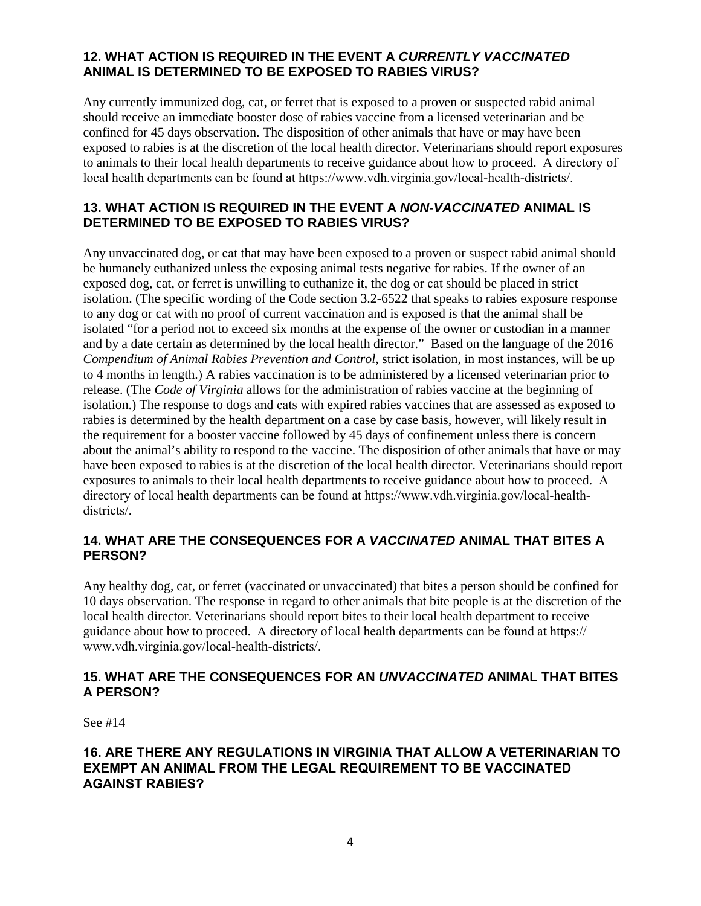## 12. WHAT ACTION IS REQUIRED IN THE EVENT A *CURRENTLY VACCINATED* ANIMAL IS DETERMINED TO BE EXPOSED TO RABIES VIRUS?

Any currently immunized dog, cat, or ferret that is exposed to a proven or suspected rabid animal should receive an immediate booster dose of rabies vaccine from a licensed veterinarian and be confined for 45 days observation. The disposition of other animals that have or may have been exposed to rabies is at the discretion of the local health director. Veterinarians should report exposures to animals to their local health departments to receive guidance about how to proceed. A directory of local health departments can be found at https://www.vdh.virginia.gov/local-health-districts/.

## 13. WHAT ACTION IS REQUIRED IN THE EVENT A *NON-VACCINATED* ANIMAL IS DETERMINED TO BE EXPOSED TO RABIES VIRUS?

Any unvaccinated dog, or cat that may have been exposed to a proven or suspect rabid animal should be humanely euthanized unless the exposing animal tests negative for rabies. If the owner of an exposed dog, cat, or ferret is unwilling to euthanize it, the dog or cat should be placed in strict isolation. (The specific wording of the Code section 3.2-6522 that speaks to rabies exposure response to any dog or cat with no proof of current vaccination and is exposed is that the animal shall be isolated "for a period not to exceed six months at the expense of the owner or custodian in a manner and by a date certain as determined by the local health director." Based on the language of the 2016 *Compendium of Animal Rabies Prevention and Control*, strict isolation, in most instances, will be up to 4 months in length.) A rabies vaccination is to be administered by a licensed veterinarian prior to release. (The *Code of Virginia* allows for the administration of rabies vaccine at the beginning of isolation.) The response to dogs and cats with expired rabies vaccines that are assessed as exposed to rabies is determined by the health department on a case by case basis, however, will likely result in the requirement for a booster vaccine followed by 45 days of confinement unless there is concern about the animal's ability to respond to the vaccine. The disposition of other animals that have or may have been exposed to rabies is at the discretion of the local health director. Veterinarians should report exposures to animals to their local health departments to receive guidance about how to proceed. A directory of local health departments can be found at https://www.vdh.virginia.gov/local-health-districts/.

## 14. WHAT ARE THE CONSEQUENCES FOR A *VACCINATED* ANIMAL THAT BITES A PERSON?

Any healthy dog, cat, or ferret (vaccinated or unvaccinated) that bites a person should be confined for 10 days observation. The response in regard to other animals that bite people is at the discretion of the local health director. Veterinarians should report bites to their local health department to receive guidance about how to proceed. A directory of local health departments can be found at https://www.vdh.virginia.gov/local-health-districts/.

## 15. WHAT ARE THE CONSEQUENCES FOR AN *UNVACCINATED* ANIMAL THAT BITES A PERSON?

See #14

## 16. ARE THERE ANY REGULATIONS IN VIRGINIA THAT ALLOW A VETERINARIAN TO EXEMPT AN ANIMAL FROM THE LEGAL REQUIREMENT TO BE VACCINATED AGAINST RABIES?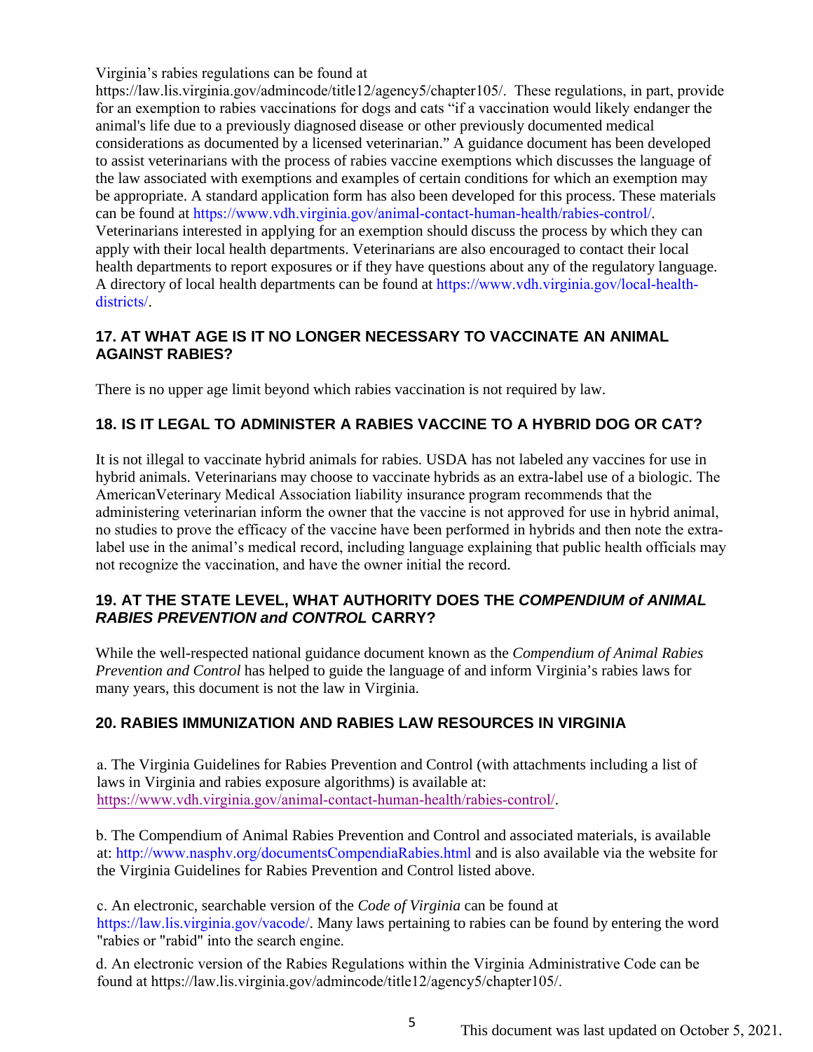Virginia's rabies regulations can be found at https://law.lis.virginia.gov/admincode/title12/agency5/chapter105/. These regulations, in part, provide for an exemption to rabies vaccinations for dogs and cats "if a vaccination would likely endanger the animal's life due to a previously diagnosed disease or other previously documented medical considerations as documented by a licensed veterinarian." A guidance document has been developed to assist veterinarians with the process of rabies vaccine exemptions which discusses the language of the law associated with exemptions and examples of certain conditions for which an exemption may be appropriate. A standard application form has also been developed for this process. These materials can be found at https://www.vdh.virginia.gov/animal-contact-human-health/rabies-control/. Veterinarians interested in applying for an exemption should discuss the process by which they can apply with their local health departments. Veterinarians are also encouraged to contact their local health departments to report exposures or if they have questions about any of the regulatory language. A directory of local health departments can be found at https://www.vdh.virginia.gov/local-health-districts/.

### 17. AT WHAT AGE IS IT NO LONGER NECESSARY TO VACCINATE AN ANIMAL AGAINST RABIES?

There is no upper age limit beyond which rabies vaccination is not required by law.

### 18. IS IT LEGAL TO ADMINISTER A RABIES VACCINE TO A HYBRID DOG OR CAT?

It is not illegal to vaccinate hybrid animals for rabies. USDA has not labeled any vaccines for use in hybrid animals. Veterinarians may choose to vaccinate hybrids as an extra-label use of a biologic. The AmericanVeterinary Medical Association liability insurance program recommends that the administering veterinarian inform the owner that the vaccine is not approved for use in hybrid animal, no studies to prove the efficacy of the vaccine have been performed in hybrids and then note the extra-label use in the animal's medical record, including language explaining that public health officials may not recognize the vaccination, and have the owner initial the record.

### 19. AT THE STATE LEVEL, WHAT AUTHORITY DOES THE *COMPENDIUM of ANIMAL RABIES PREVENTION and CONTROL* CARRY?

While the well-respected national guidance document known as the *Compendium of Animal Rabies Prevention and Control* has helped to guide the language of and inform Virginia's rabies laws for many years, this document is not the law in Virginia.

### 20. RABIES IMMUNIZATION AND RABIES LAW RESOURCES IN VIRGINIA

a. The Virginia Guidelines for Rabies Prevention and Control (with attachments including a list of laws in Virginia and rabies exposure algorithms) is available at: https://www.vdh.virginia.gov/animal-contact-human-health/rabies-control/.

b. The Compendium of Animal Rabies Prevention and Control and associated materials, is available at: http://www.nasphv.org/documentsCompendiaRabies.html and is also available via the website for the Virginia Guidelines for Rabies Prevention and Control listed above.

c. An electronic, searchable version of the *Code of Virginia* can be found at https://law.lis.virginia.gov/vacode/. Many laws pertaining to rabies can be found by entering the word "rabies or "rabid" into the search engine.

d. An electronic version of the Rabies Regulations within the Virginia Administrative Code can be found at https://law.lis.virginia.gov/admincode/title12/agency5/chapter105/.

This document was last updated on October 5, 2021.